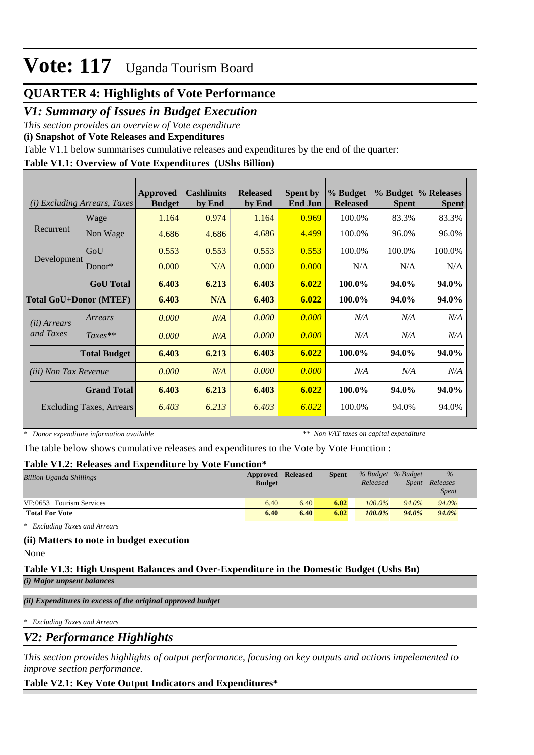# Vote: 117 Uganda Tourism Board

## QUARTER 4: Highlights of Vote Performance

## *V1: Summary of Issues in Budget Execution*

*This section provides an overview of Vote expenditure*

**(i) Snapshot of Vote Releases and Expenditures**

Table V1.1 below summarises cumulative releases and expenditures by the end of the quarter:

**Table V1.1: Overview of Vote Expenditures (UShs Billion)**

| *(i) Excluding Arrears, Taxes* | | Approved Budget | Cashlimits by End | Released by End | Spent by End Jun | % Budget Released | % Budget Spent | % Releases Spent |
|---|---|---|---|---|---|---|---|---|
| Recurrent | Wage | 1.164 | 0.974 | 1.164 | 0.969 | 100.0% | 83.3% | 83.3% |
| | Non Wage | 4.686 | 4.686 | 4.686 | 4.499 | 100.0% | 96.0% | 96.0% |
| Development | GoU | 0.553 | 0.553 | 0.553 | 0.553 | 100.0% | 100.0% | 100.0% |
| | Donor* | 0.000 | N/A | 0.000 | 0.000 | N/A | N/A | N/A |
| | **GoU Total** | **6.403** | **6.213** | **6.403** | **6.022** | **100.0%** | **94.0%** | **94.0%** |
| **Total GoU+Donor (MTEF)** | | **6.403** | **N/A** | **6.403** | **6.022** | **100.0%** | **94.0%** | **94.0%** |
| *(ii) Arrears and Taxes* | *Arrears* | *0.000* | *N/A* | *0.000* | *0.000* | *N/A* | *N/A* | *N/A* |
| | *Taxes*** | *0.000* | *N/A* | *0.000* | *0.000* | *N/A* | *N/A* | *N/A* |
| | **Total Budget** | **6.403** | **6.213** | **6.403** | **6.022** | **100.0%** | **94.0%** | **94.0%** |
| *(iii) Non Tax Revenue* | | *0.000* | *N/A* | *0.000* | *0.000* | *N/A* | *N/A* | *N/A* |
| | **Grand Total** | **6.403** | **6.213** | **6.403** | **6.022** | **100.0%** | **94.0%** | **94.0%** |
| Excluding Taxes, Arrears | | *6.403* | *6.213* | *6.403* | *6.022* | 100.0% | 94.0% | 94.0% |

*\* Donor expenditure information available* *\*\* Non VAT taxes on capital expenditure*

The table below shows cumulative releases and expenditures to the Vote by Vote Function :

**Table V1.2: Releases and Expenditure by Vote Function***

| *Billion Uganda Shillings* | Approved Budget | Released | Spent | *% Budget Released* | *% Budget Spent* | *% Releases Spent* |
|---|---|---|---|---|---|---|
| VF:0653 Tourism Services | 6.40 | 6.40 | **6.02** | *100.0%* | *94.0%* | *94.0%* |
| **Total For Vote** | **6.40** | **6.40** | **6.02** | ***100.0%*** | ***94.0%*** | ***94.0%*** |

*\* Excluding Taxes and Arrears*

**(ii) Matters to note in budget execution**

None

**Table V1.3: High Unspent Balances and Over-Expenditure in the Domestic Budget (Ushs Bn)**

***(i) Major unpsent balances***

***(ii) Expenditures in excess of the original approved budget***

*\* Excluding Taxes and Arrears*

## *V2: Performance Highlights*

*This section provides highlights of output performance, focusing on key outputs and actions impelemented to improve section performance.*

**Table V2.1: Key Vote Output Indicators and Expenditures***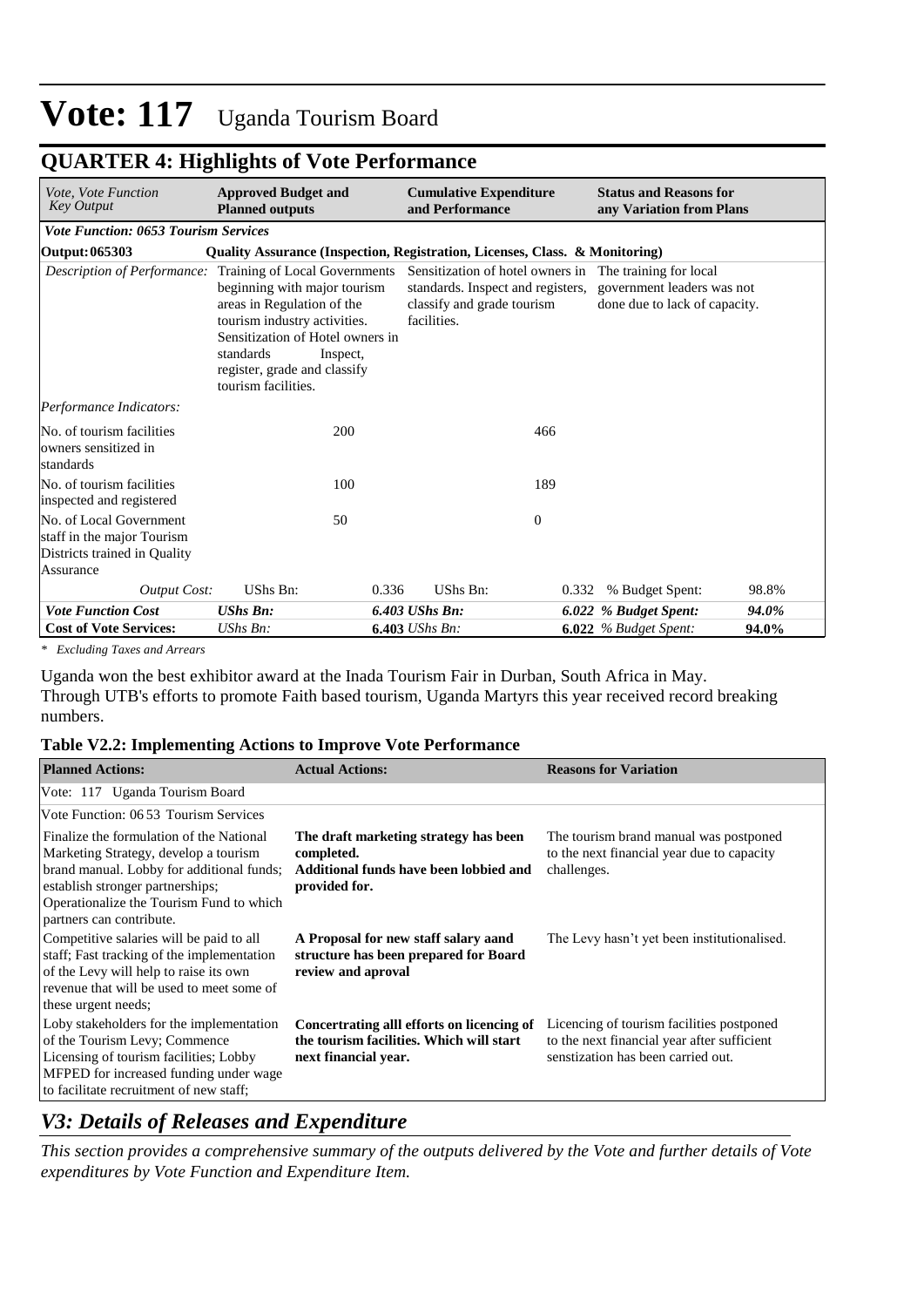# Vote: 117 Uganda Tourism Board

## QUARTER 4: Highlights of Vote Performance

| *Vote, Vote Function Key Output* | **Approved Budget and Planned outputs** | | **Cumulative Expenditure and Performance** | | **Status and Reasons for any Variation from Plans** | |
|---|---|---|---|---|---|---|
| ***Vote Function: 0653 Tourism Services*** | | | | | | |
| **Output: 065303** | **Quality Assurance (Inspection, Registration, Licenses, Class. & Monitoring)** | | | | | |
| *Description of Performance:* | Training of Local Governments beginning with major tourism areas in Regulation of the tourism industry activities. Sensitization of Hotel owners in standards Inspect, register, grade and classify tourism facilities. | | Sensitization of hotel owners in standards. Inspect and registers, classify and grade tourism facilities. | | The training for local government leaders was not done due to lack of capacity. | |
| *Performance Indicators:* | | | | | | |
| No. of tourism facilities owners sensitized in standards | | 200 | | 466 | | |
| No. of tourism facilities inspected and registered | | 100 | | 189 | | |
| No. of Local Government staff in the major Tourism Districts trained in Quality Assurance | | 50 | | 0 | | |
| *Output Cost:* | UShs Bn: | 0.336 | UShs Bn: | 0.332 | % Budget Spent: | 98.8% |
| ***Vote Function Cost*** | ***UShs Bn:*** | | ***6.403 UShs Bn:*** | | ***6.022 % Budget Spent:*** | ***94.0%*** |
| **Cost of Vote Services:** | *UShs Bn:* | | **6.403** *UShs Bn:* | | **6.022** *% Budget Spent:* | **94.0%** |

*\* Excluding Taxes and Arrears*

Uganda won the best exhibitor award at the Inada Tourism Fair in Durban, South Africa in May.
Through UTB's efforts to promote Faith based tourism, Uganda Martyrs this year received record breaking numbers.

**Table V2.2: Implementing Actions to Improve Vote Performance**

| **Planned Actions:** | **Actual Actions:** | **Reasons for Variation** |
|---|---|---|
| Vote: 117 Uganda Tourism Board | | |
| Vote Function: 06 53 Tourism Services | | |
| Finalize the formulation of the National Marketing Strategy, develop a tourism brand manual. Lobby for additional funds; establish stronger partnerships; Operationalize the Tourism Fund to which partners can contribute. | **The draft marketing strategy has been completed. Additional funds have been lobbied and provided for.** | The tourism brand manual was postponed to the next financial year due to capacity challenges. |
| Competitive salaries will be paid to all staff; Fast tracking of the implementation of the Levy will help to raise its own revenue that will be used to meet some of these urgent needs; | **A Proposal for new staff salary aand structure has been prepared for Board review and aproval** | The Levy hasn't yet been institutionalised. |
| Loby stakeholders for the implementation of the Tourism Levy; Commence Licensing of tourism facilities; Lobby MFPED for increased funding under wage to facilitate recruitment of new staff; | **Concertrating alll efforts on licencing of the tourism facilities. Which will start next financial year.** | Licencing of tourism facilities postponed to the next financial year after sufficient senstization has been carried out. |

## *V3: Details of Releases and Expenditure*

*This section provides a comprehensive summary of the outputs delivered by the Vote and further details of Vote expenditures by Vote Function and Expenditure Item.*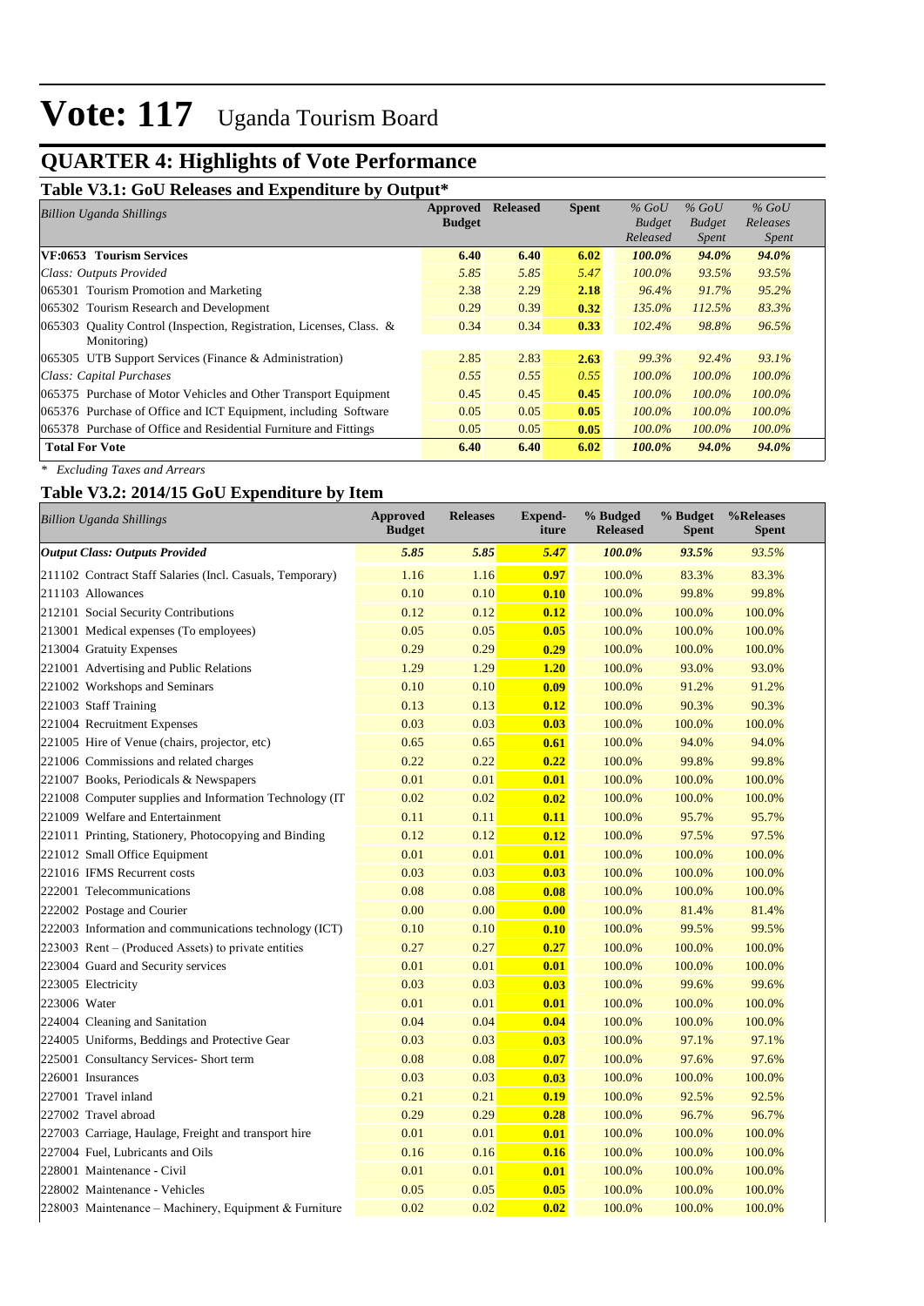# Vote: 117 Uganda Tourism Board

## QUARTER 4: Highlights of Vote Performance

### Table V3.1: GoU Releases and Expenditure by Output*

| *Billion Uganda Shillings* | Approved Budget | Released | Spent | *% GoU Budget Released* | *% GoU Budget Spent* | *% GoU Releases Spent* |
|---|---|---|---|---|---|---|
| **VF:0653 Tourism Services** | **6.40** | **6.40** | **6.02** | ***100.0%*** | ***94.0%*** | ***94.0%*** |
| *Class: Outputs Provided* | *5.85* | *5.85* | *5.47* | *100.0%* | *93.5%* | *93.5%* |
| 065301 Tourism Promotion and Marketing | 2.38 | 2.29 | **2.18** | *96.4%* | *91.7%* | *95.2%* |
| 065302 Tourism Research and Development | 0.29 | 0.39 | **0.32** | *135.0%* | *112.5%* | *83.3%* |
| 065303 Quality Control (Inspection, Registration, Licenses, Class. & Monitoring) | 0.34 | 0.34 | **0.33** | *102.4%* | *98.8%* | *96.5%* |
| 065305 UTB Support Services (Finance & Administration) | 2.85 | 2.83 | **2.63** | *99.3%* | *92.4%* | *93.1%* |
| *Class: Capital Purchases* | *0.55* | *0.55* | *0.55* | *100.0%* | *100.0%* | *100.0%* |
| 065375 Purchase of Motor Vehicles and Other Transport Equipment | 0.45 | 0.45 | **0.45** | *100.0%* | *100.0%* | *100.0%* |
| 065376 Purchase of Office and ICT Equipment, including Software | 0.05 | 0.05 | **0.05** | *100.0%* | *100.0%* | *100.0%* |
| 065378 Purchase of Office and Residential Furniture and Fittings | 0.05 | 0.05 | **0.05** | *100.0%* | *100.0%* | *100.0%* |
| **Total For Vote** | **6.40** | **6.40** | **6.02** | ***100.0%*** | ***94.0%*** | ***94.0%*** |

*\* Excluding Taxes and Arrears*

### Table V3.2: 2014/15 GoU Expenditure by Item

| *Billion Uganda Shillings* | Approved Budget | Releases | Expend-iture | % Budged Released | % Budget Spent | %Releases Spent |
|---|---|---|---|---|---|---|
| ***Output Class: Outputs Provided*** | ***5.85*** | ***5.85*** | ***5.47*** | ***100.0%*** | ***93.5%*** | *93.5%* |
| 211102 Contract Staff Salaries (Incl. Casuals, Temporary) | 1.16 | 1.16 | **0.97** | 100.0% | 83.3% | 83.3% |
| 211103 Allowances | 0.10 | 0.10 | **0.10** | 100.0% | 99.8% | 99.8% |
| 212101 Social Security Contributions | 0.12 | 0.12 | **0.12** | 100.0% | 100.0% | 100.0% |
| 213001 Medical expenses (To employees) | 0.05 | 0.05 | **0.05** | 100.0% | 100.0% | 100.0% |
| 213004 Gratuity Expenses | 0.29 | 0.29 | **0.29** | 100.0% | 100.0% | 100.0% |
| 221001 Advertising and Public Relations | 1.29 | 1.29 | **1.20** | 100.0% | 93.0% | 93.0% |
| 221002 Workshops and Seminars | 0.10 | 0.10 | **0.09** | 100.0% | 91.2% | 91.2% |
| 221003 Staff Training | 0.13 | 0.13 | **0.12** | 100.0% | 90.3% | 90.3% |
| 221004 Recruitment Expenses | 0.03 | 0.03 | **0.03** | 100.0% | 100.0% | 100.0% |
| 221005 Hire of Venue (chairs, projector, etc) | 0.65 | 0.65 | **0.61** | 100.0% | 94.0% | 94.0% |
| 221006 Commissions and related charges | 0.22 | 0.22 | **0.22** | 100.0% | 99.8% | 99.8% |
| 221007 Books, Periodicals & Newspapers | 0.01 | 0.01 | **0.01** | 100.0% | 100.0% | 100.0% |
| 221008 Computer supplies and Information Technology (IT | 0.02 | 0.02 | **0.02** | 100.0% | 100.0% | 100.0% |
| 221009 Welfare and Entertainment | 0.11 | 0.11 | **0.11** | 100.0% | 95.7% | 95.7% |
| 221011 Printing, Stationery, Photocopying and Binding | 0.12 | 0.12 | **0.12** | 100.0% | 97.5% | 97.5% |
| 221012 Small Office Equipment | 0.01 | 0.01 | **0.01** | 100.0% | 100.0% | 100.0% |
| 221016 IFMS Recurrent costs | 0.03 | 0.03 | **0.03** | 100.0% | 100.0% | 100.0% |
| 222001 Telecommunications | 0.08 | 0.08 | **0.08** | 100.0% | 100.0% | 100.0% |
| 222002 Postage and Courier | 0.00 | 0.00 | **0.00** | 100.0% | 81.4% | 81.4% |
| 222003 Information and communications technology (ICT) | 0.10 | 0.10 | **0.10** | 100.0% | 99.5% | 99.5% |
| 223003 Rent – (Produced Assets) to private entities | 0.27 | 0.27 | **0.27** | 100.0% | 100.0% | 100.0% |
| 223004 Guard and Security services | 0.01 | 0.01 | **0.01** | 100.0% | 100.0% | 100.0% |
| 223005 Electricity | 0.03 | 0.03 | **0.03** | 100.0% | 99.6% | 99.6% |
| 223006 Water | 0.01 | 0.01 | **0.01** | 100.0% | 100.0% | 100.0% |
| 224004 Cleaning and Sanitation | 0.04 | 0.04 | **0.04** | 100.0% | 100.0% | 100.0% |
| 224005 Uniforms, Beddings and Protective Gear | 0.03 | 0.03 | **0.03** | 100.0% | 97.1% | 97.1% |
| 225001 Consultancy Services- Short term | 0.08 | 0.08 | **0.07** | 100.0% | 97.6% | 97.6% |
| 226001 Insurances | 0.03 | 0.03 | **0.03** | 100.0% | 100.0% | 100.0% |
| 227001 Travel inland | 0.21 | 0.21 | **0.19** | 100.0% | 92.5% | 92.5% |
| 227002 Travel abroad | 0.29 | 0.29 | **0.28** | 100.0% | 96.7% | 96.7% |
| 227003 Carriage, Haulage, Freight and transport hire | 0.01 | 0.01 | **0.01** | 100.0% | 100.0% | 100.0% |
| 227004 Fuel, Lubricants and Oils | 0.16 | 0.16 | **0.16** | 100.0% | 100.0% | 100.0% |
| 228001 Maintenance - Civil | 0.01 | 0.01 | **0.01** | 100.0% | 100.0% | 100.0% |
| 228002 Maintenance - Vehicles | 0.05 | 0.05 | **0.05** | 100.0% | 100.0% | 100.0% |
| 228003 Maintenance – Machinery, Equipment & Furniture | 0.02 | 0.02 | **0.02** | 100.0% | 100.0% | 100.0% |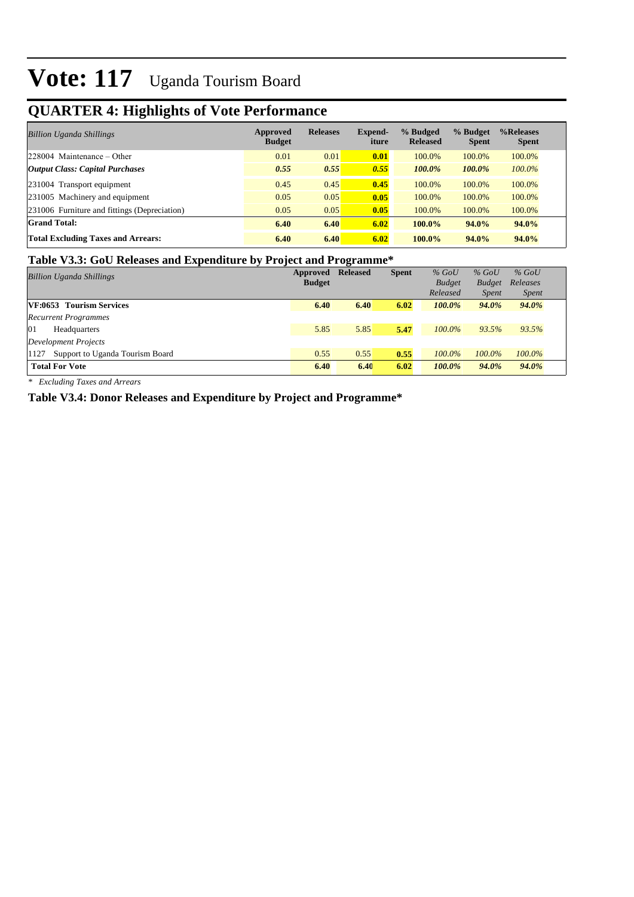# Vote: 117 Uganda Tourism Board

## QUARTER 4: Highlights of Vote Performance

| *Billion Uganda Shillings* | Approved Budget | Releases | Expend-iture | % Budged Released | % Budget Spent | %Releases Spent |
|---|---|---|---|---|---|---|
| 228004 Maintenance – Other | 0.01 | 0.01 | 0.01 | 100.0% | 100.0% | 100.0% |
| ***Output Class: Capital Purchases*** | ***0.55*** | ***0.55*** | ***0.55*** | ***100.0%*** | ***100.0%*** | *100.0%* |
| 231004 Transport equipment | 0.45 | 0.45 | 0.45 | 100.0% | 100.0% | 100.0% |
| 231005 Machinery and equipment | 0.05 | 0.05 | 0.05 | 100.0% | 100.0% | 100.0% |
| 231006 Furniture and fittings (Depreciation) | 0.05 | 0.05 | 0.05 | 100.0% | 100.0% | 100.0% |
| **Grand Total:** | **6.40** | **6.40** | **6.02** | **100.0%** | **94.0%** | **94.0%** |
| **Total Excluding Taxes and Arrears:** | **6.40** | **6.40** | **6.02** | **100.0%** | **94.0%** | **94.0%** |

### Table V3.3: GoU Releases and Expenditure by Project and Programme*

| *Billion Uganda Shillings* | Approved Budget | Released | Spent | *% GoU Budget Released* | *% GoU Budget Spent* | *% GoU Releases Spent* |
|---|---|---|---|---|---|---|
| **VF:0653 Tourism Services** | **6.40** | **6.40** | **6.02** | ***100.0%*** | ***94.0%*** | ***94.0%*** |
| *Recurrent Programmes* | | | | | | |
| 01 Headquarters | 5.85 | 5.85 | 5.47 | *100.0%* | *93.5%* | *93.5%* |
| *Development Projects* | | | | | | |
| 1127 Support to Uganda Tourism Board | 0.55 | 0.55 | 0.55 | *100.0%* | *100.0%* | *100.0%* |
| **Total For Vote** | **6.40** | **6.40** | **6.02** | ***100.0%*** | ***94.0%*** | ***94.0%*** |

*\* Excluding Taxes and Arrears*

### Table V3.4: Donor Releases and Expenditure by Project and Programme*